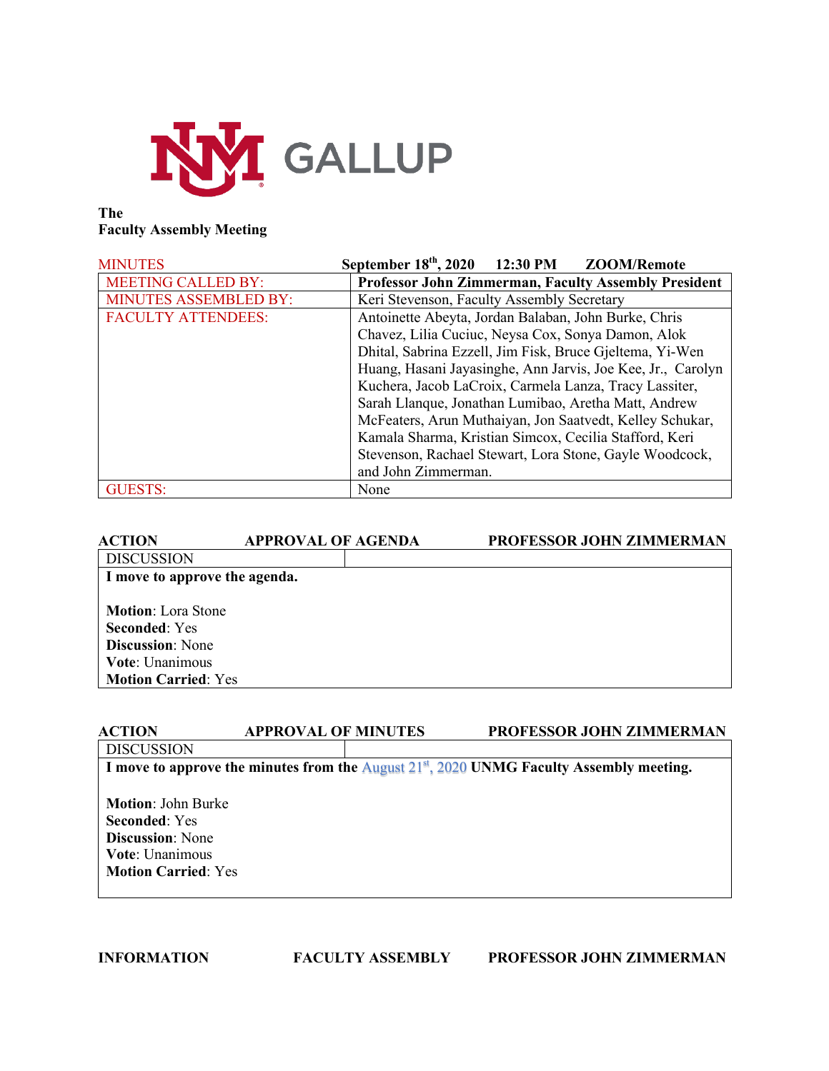UNM GALLUP

**The**
**Faculty Assembly Meeting**

| MINUTES | **September 18th, 2020 12:30 PM ZOOM/Remote** |
|---|---|
| MEETING CALLED BY: | **Professor John Zimmerman, Faculty Assembly President** |
| MINUTES ASSEMBLED BY: | Keri Stevenson, Faculty Assembly Secretary |
| FACULTY ATTENDEES: | Antoinette Abeyta, Jordan Balaban, John Burke, Chris Chavez, Lilia Cuciuc, Neysa Cox, Sonya Damon, Alok Dhital, Sabrina Ezzell, Jim Fisk, Bruce Gjeltema, Yi-Wen Huang, Hasani Jayasinghe, Ann Jarvis, Joe Kee, Jr., Carolyn Kuchera, Jacob LaCroix, Carmela Lanza, Tracy Lassiter, Sarah Llanque, Jonathan Lumibao, Aretha Matt, Andrew McFeaters, Arun Muthaiyan, Jon Saatvedt, Kelley Schukar, Kamala Sharma, Kristian Simcox, Cecilia Stafford, Keri Stevenson, Rachael Stewart, Lora Stone, Gayle Woodcock, and John Zimmerman. |
| GUESTS: | None |

**ACTION APPROVAL OF AGENDA PROFESSOR JOHN ZIMMERMAN**

DISCUSSION

**I move to approve the agenda.**

**Motion**: Lora Stone
**Seconded**: Yes
**Discussion**: None
**Vote**: Unanimous
**Motion Carried**: Yes

**ACTION APPROVAL OF MINUTES PROFESSOR JOHN ZIMMERMAN**

DISCUSSION

**I move to approve the minutes from the** August 21st, 2020 **UNMG Faculty Assembly meeting.**

**Motion**: John Burke
**Seconded**: Yes
**Discussion**: None
**Vote**: Unanimous
**Motion Carried**: Yes

**INFORMATION FACULTY ASSEMBLY PROFESSOR JOHN ZIMMERMAN**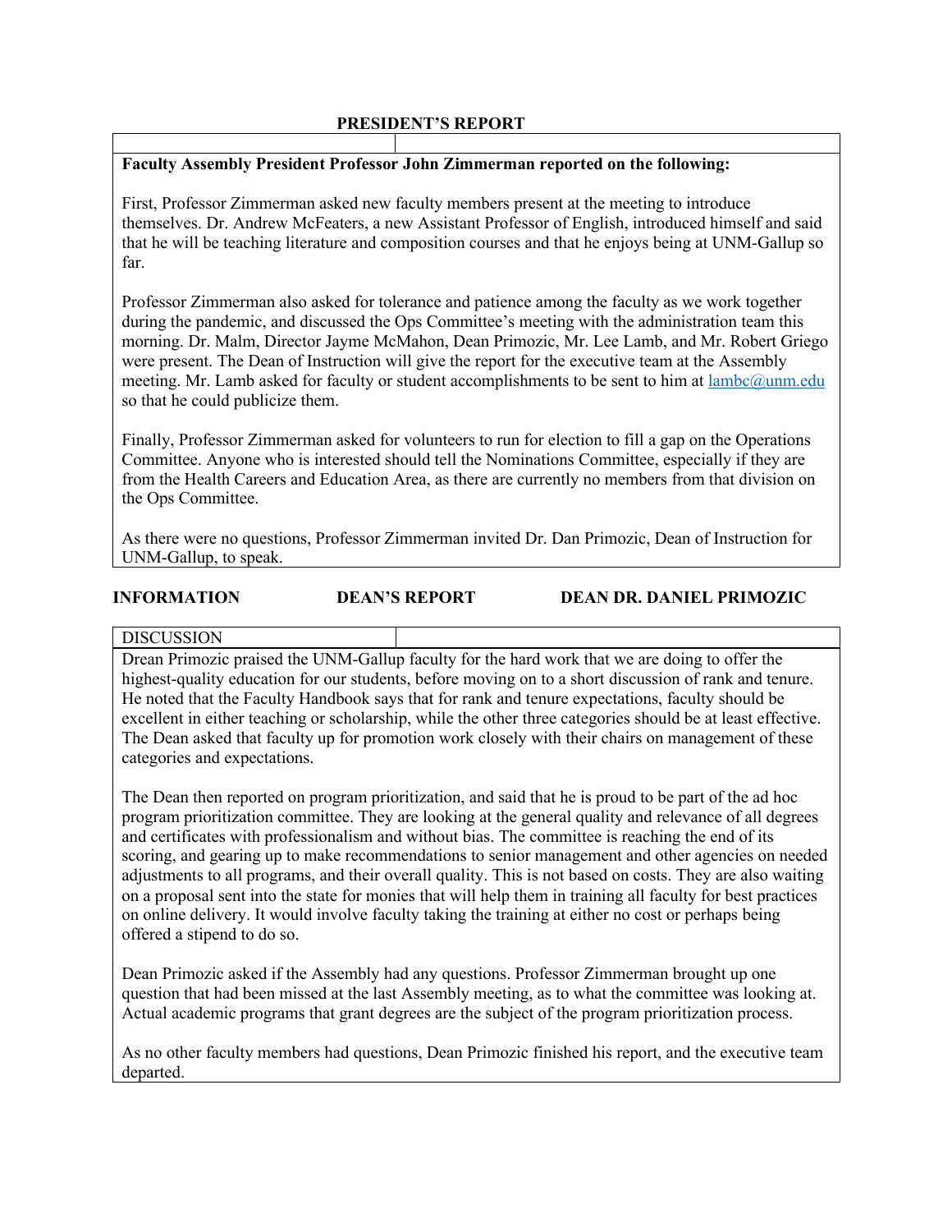## PRESIDENT'S REPORT

**Faculty Assembly President Professor John Zimmerman reported on the following:**

First, Professor Zimmerman asked new faculty members present at the meeting to introduce themselves. Dr. Andrew McFeaters, a new Assistant Professor of English, introduced himself and said that he will be teaching literature and composition courses and that he enjoys being at UNM-Gallup so far.

Professor Zimmerman also asked for tolerance and patience among the faculty as we work together during the pandemic, and discussed the Ops Committee's meeting with the administration team this morning. Dr. Malm, Director Jayme McMahon, Dean Primozic, Mr. Lee Lamb, and Mr. Robert Griego were present. The Dean of Instruction will give the report for the executive team at the Assembly meeting. Mr. Lamb asked for faculty or student accomplishments to be sent to him at lambc@unm.edu so that he could publicize them.

Finally, Professor Zimmerman asked for volunteers to run for election to fill a gap on the Operations Committee. Anyone who is interested should tell the Nominations Committee, especially if they are from the Health Careers and Education Area, as there are currently no members from that division on the Ops Committee.

As there were no questions, Professor Zimmerman invited Dr. Dan Primozic, Dean of Instruction for UNM-Gallup, to speak.

**INFORMATION** **DEAN'S REPORT** **DEAN DR. DANIEL PRIMOZIC**

DISCUSSION

Drean Primozic praised the UNM-Gallup faculty for the hard work that we are doing to offer the highest-quality education for our students, before moving on to a short discussion of rank and tenure. He noted that the Faculty Handbook says that for rank and tenure expectations, faculty should be excellent in either teaching or scholarship, while the other three categories should be at least effective. The Dean asked that faculty up for promotion work closely with their chairs on management of these categories and expectations.

The Dean then reported on program prioritization, and said that he is proud to be part of the ad hoc program prioritization committee. They are looking at the general quality and relevance of all degrees and certificates with professionalism and without bias. The committee is reaching the end of its scoring, and gearing up to make recommendations to senior management and other agencies on needed adjustments to all programs, and their overall quality. This is not based on costs. They are also waiting on a proposal sent into the state for monies that will help them in training all faculty for best practices on online delivery. It would involve faculty taking the training at either no cost or perhaps being offered a stipend to do so.

Dean Primozic asked if the Assembly had any questions. Professor Zimmerman brought up one question that had been missed at the last Assembly meeting, as to what the committee was looking at. Actual academic programs that grant degrees are the subject of the program prioritization process.

As no other faculty members had questions, Dean Primozic finished his report, and the executive team departed.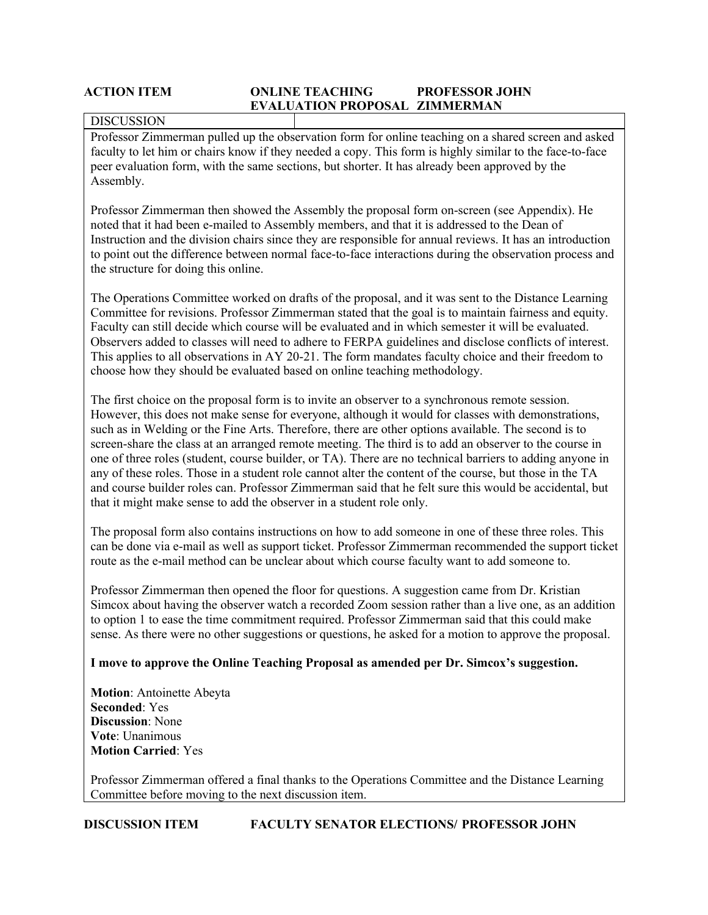| ACTION ITEM | ONLINE TEACHING EVALUATION PROPOSAL | PROFESSOR JOHN ZIMMERMAN |
|---|---|---|

DISCUSSION

Professor Zimmerman pulled up the observation form for online teaching on a shared screen and asked faculty to let him or chairs know if they needed a copy. This form is highly similar to the face-to-face peer evaluation form, with the same sections, but shorter. It has already been approved by the Assembly.

Professor Zimmerman then showed the Assembly the proposal form on-screen (see Appendix). He noted that it had been e-mailed to Assembly members, and that it is addressed to the Dean of Instruction and the division chairs since they are responsible for annual reviews. It has an introduction to point out the difference between normal face-to-face interactions during the observation process and the structure for doing this online.

The Operations Committee worked on drafts of the proposal, and it was sent to the Distance Learning Committee for revisions. Professor Zimmerman stated that the goal is to maintain fairness and equity. Faculty can still decide which course will be evaluated and in which semester it will be evaluated. Observers added to classes will need to adhere to FERPA guidelines and disclose conflicts of interest. This applies to all observations in AY 20-21. The form mandates faculty choice and their freedom to choose how they should be evaluated based on online teaching methodology.

The first choice on the proposal form is to invite an observer to a synchronous remote session. However, this does not make sense for everyone, although it would for classes with demonstrations, such as in Welding or the Fine Arts. Therefore, there are other options available. The second is to screen-share the class at an arranged remote meeting. The third is to add an observer to the course in one of three roles (student, course builder, or TA). There are no technical barriers to adding anyone in any of these roles. Those in a student role cannot alter the content of the course, but those in the TA and course builder roles can. Professor Zimmerman said that he felt sure this would be accidental, but that it might make sense to add the observer in a student role only.

The proposal form also contains instructions on how to add someone in one of these three roles. This can be done via e-mail as well as support ticket. Professor Zimmerman recommended the support ticket route as the e-mail method can be unclear about which course faculty want to add someone to.

Professor Zimmerman then opened the floor for questions. A suggestion came from Dr. Kristian Simcox about having the observer watch a recorded Zoom session rather than a live one, as an addition to option 1 to ease the time commitment required. Professor Zimmerman said that this could make sense. As there were no other suggestions or questions, he asked for a motion to approve the proposal.

**I move to approve the Online Teaching Proposal as amended per Dr. Simcox's suggestion.**

**Motion**: Antoinette Abeyta
**Seconded**: Yes
**Discussion**: None
**Vote**: Unanimous
**Motion Carried**: Yes

Professor Zimmerman offered a final thanks to the Operations Committee and the Distance Learning Committee before moving to the next discussion item.

**DISCUSSION ITEM FACULTY SENATOR ELECTIONS/ PROFESSOR JOHN**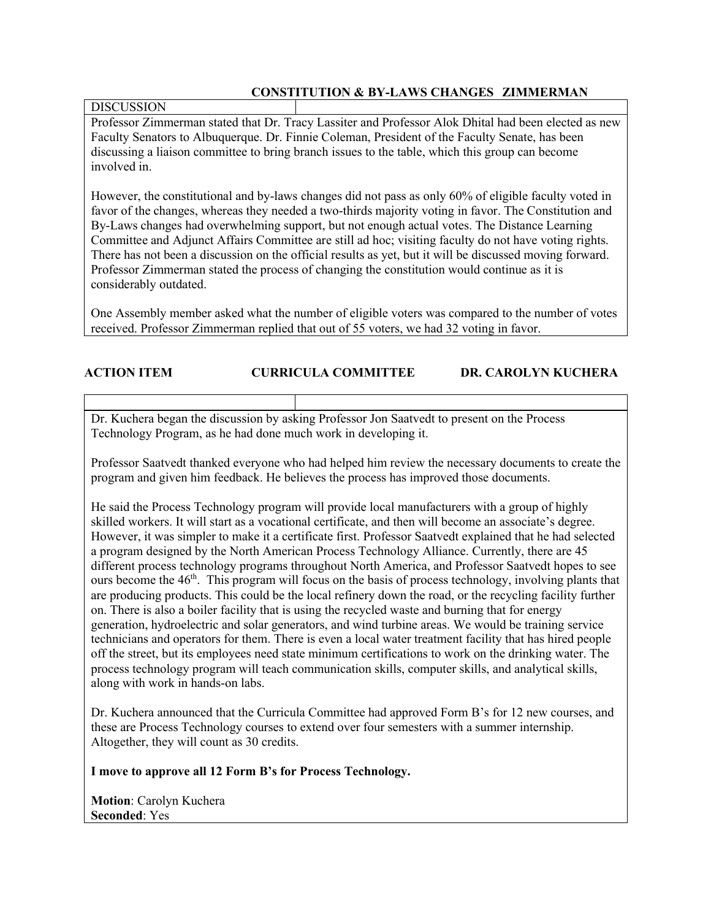**CONSTITUTION & BY-LAWS CHANGES ZIMMERMAN**

DISCUSSION

Professor Zimmerman stated that Dr. Tracy Lassiter and Professor Alok Dhital had been elected as new Faculty Senators to Albuquerque. Dr. Finnie Coleman, President of the Faculty Senate, has been discussing a liaison committee to bring branch issues to the table, which this group can become involved in.

However, the constitutional and by-laws changes did not pass as only 60% of eligible faculty voted in favor of the changes, whereas they needed a two-thirds majority voting in favor. The Constitution and By-Laws changes had overwhelming support, but not enough actual votes. The Distance Learning Committee and Adjunct Affairs Committee are still ad hoc; visiting faculty do not have voting rights. There has not been a discussion on the official results as yet, but it will be discussed moving forward. Professor Zimmerman stated the process of changing the constitution would continue as it is considerably outdated.

One Assembly member asked what the number of eligible voters was compared to the number of votes received. Professor Zimmerman replied that out of 55 voters, we had 32 voting in favor.

**ACTION ITEM CURRICULA COMMITTEE DR. CAROLYN KUCHERA**

Dr. Kuchera began the discussion by asking Professor Jon Saatvedt to present on the Process Technology Program, as he had done much work in developing it.

Professor Saatvedt thanked everyone who had helped him review the necessary documents to create the program and given him feedback. He believes the process has improved those documents.

He said the Process Technology program will provide local manufacturers with a group of highly skilled workers. It will start as a vocational certificate, and then will become an associate's degree. However, it was simpler to make it a certificate first. Professor Saatvedt explained that he had selected a program designed by the North American Process Technology Alliance. Currently, there are 45 different process technology programs throughout North America, and Professor Saatvedt hopes to see ours become the 46th. This program will focus on the basis of process technology, involving plants that are producing products. This could be the local refinery down the road, or the recycling facility further on. There is also a boiler facility that is using the recycled waste and burning that for energy generation, hydroelectric and solar generators, and wind turbine areas. We would be training service technicians and operators for them. There is even a local water treatment facility that has hired people off the street, but its employees need state minimum certifications to work on the drinking water. The process technology program will teach communication skills, computer skills, and analytical skills, along with work in hands-on labs.

Dr. Kuchera announced that the Curricula Committee had approved Form B's for 12 new courses, and these are Process Technology courses to extend over four semesters with a summer internship. Altogether, they will count as 30 credits.

**I move to approve all 12 Form B's for Process Technology.**

**Motion**: Carolyn Kuchera
**Seconded**: Yes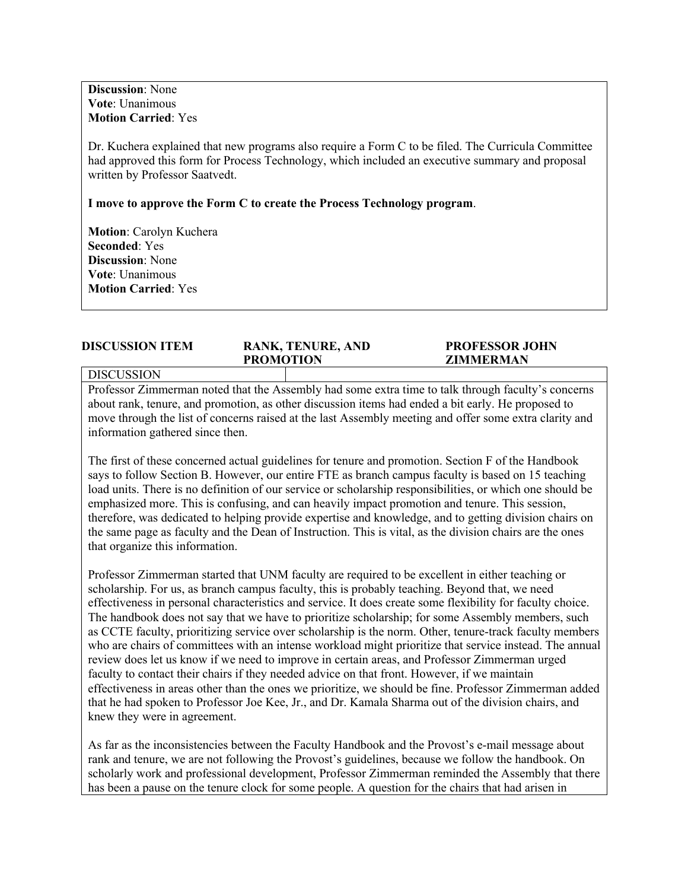**Discussion**: None
**Vote**: Unanimous
**Motion Carried**: Yes

Dr. Kuchera explained that new programs also require a Form C to be filed. The Curricula Committee had approved this form for Process Technology, which included an executive summary and proposal written by Professor Saatvedt.

**I move to approve the Form C to create the Process Technology program**.

**Motion**: Carolyn Kuchera
**Seconded**: Yes
**Discussion**: None
**Vote**: Unanimous
**Motion Carried**: Yes

| **DISCUSSION ITEM** | **RANK, TENURE, AND PROMOTION** | **PROFESSOR JOHN ZIMMERMAN** |
|---|---|---|

DISCUSSION

Professor Zimmerman noted that the Assembly had some extra time to talk through faculty's concerns about rank, tenure, and promotion, as other discussion items had ended a bit early. He proposed to move through the list of concerns raised at the last Assembly meeting and offer some extra clarity and information gathered since then.

The first of these concerned actual guidelines for tenure and promotion. Section F of the Handbook says to follow Section B. However, our entire FTE as branch campus faculty is based on 15 teaching load units. There is no definition of our service or scholarship responsibilities, or which one should be emphasized more. This is confusing, and can heavily impact promotion and tenure. This session, therefore, was dedicated to helping provide expertise and knowledge, and to getting division chairs on the same page as faculty and the Dean of Instruction. This is vital, as the division chairs are the ones that organize this information.

Professor Zimmerman started that UNM faculty are required to be excellent in either teaching or scholarship. For us, as branch campus faculty, this is probably teaching. Beyond that, we need effectiveness in personal characteristics and service. It does create some flexibility for faculty choice. The handbook does not say that we have to prioritize scholarship; for some Assembly members, such as CCTE faculty, prioritizing service over scholarship is the norm. Other, tenure-track faculty members who are chairs of committees with an intense workload might prioritize that service instead. The annual review does let us know if we need to improve in certain areas, and Professor Zimmerman urged faculty to contact their chairs if they needed advice on that front. However, if we maintain effectiveness in areas other than the ones we prioritize, we should be fine. Professor Zimmerman added that he had spoken to Professor Joe Kee, Jr., and Dr. Kamala Sharma out of the division chairs, and knew they were in agreement.

As far as the inconsistencies between the Faculty Handbook and the Provost's e-mail message about rank and tenure, we are not following the Provost's guidelines, because we follow the handbook. On scholarly work and professional development, Professor Zimmerman reminded the Assembly that there has been a pause on the tenure clock for some people. A question for the chairs that had arisen in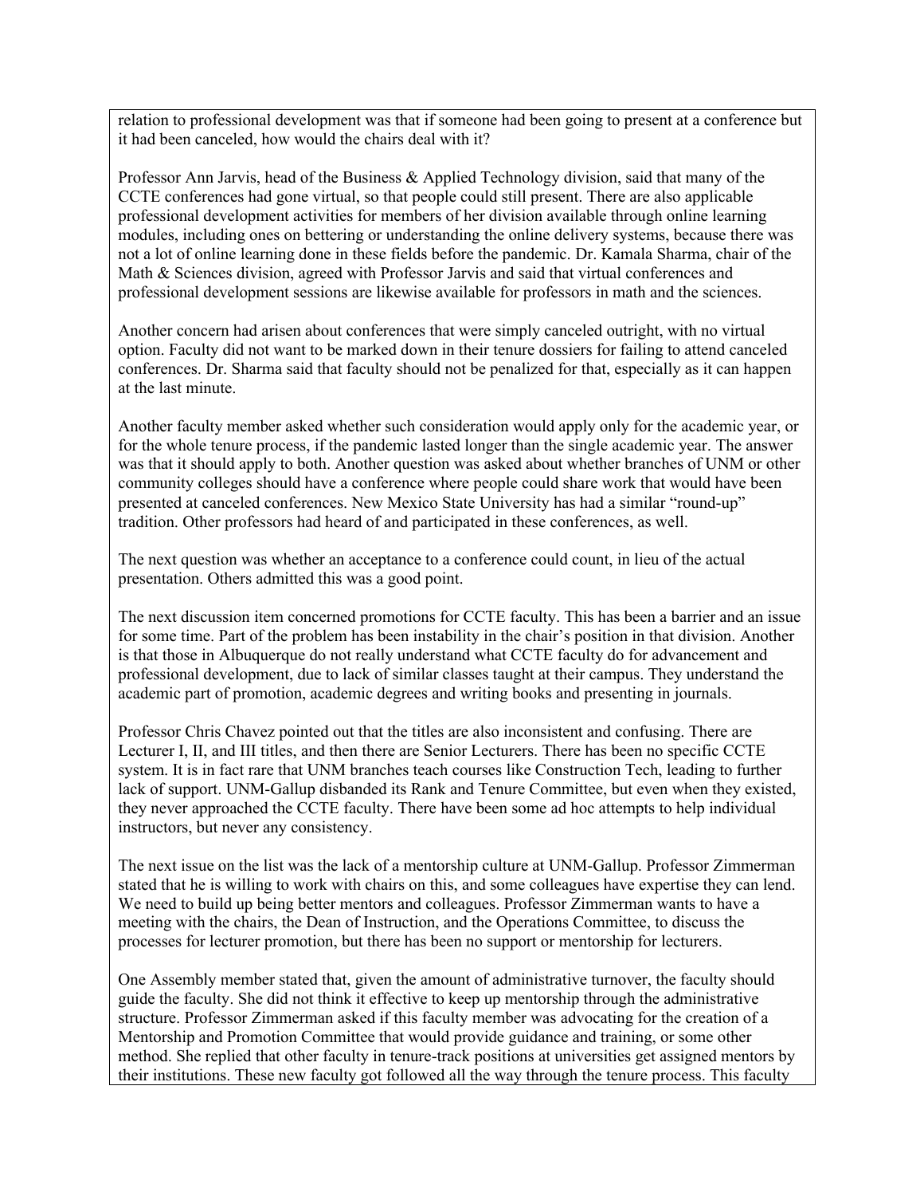relation to professional development was that if someone had been going to present at a conference but it had been canceled, how would the chairs deal with it?

Professor Ann Jarvis, head of the Business & Applied Technology division, said that many of the CCTE conferences had gone virtual, so that people could still present. There are also applicable professional development activities for members of her division available through online learning modules, including ones on bettering or understanding the online delivery systems, because there was not a lot of online learning done in these fields before the pandemic. Dr. Kamala Sharma, chair of the Math & Sciences division, agreed with Professor Jarvis and said that virtual conferences and professional development sessions are likewise available for professors in math and the sciences.

Another concern had arisen about conferences that were simply canceled outright, with no virtual option. Faculty did not want to be marked down in their tenure dossiers for failing to attend canceled conferences. Dr. Sharma said that faculty should not be penalized for that, especially as it can happen at the last minute.

Another faculty member asked whether such consideration would apply only for the academic year, or for the whole tenure process, if the pandemic lasted longer than the single academic year. The answer was that it should apply to both. Another question was asked about whether branches of UNM or other community colleges should have a conference where people could share work that would have been presented at canceled conferences. New Mexico State University has had a similar "round-up" tradition. Other professors had heard of and participated in these conferences, as well.

The next question was whether an acceptance to a conference could count, in lieu of the actual presentation. Others admitted this was a good point.

The next discussion item concerned promotions for CCTE faculty. This has been a barrier and an issue for some time. Part of the problem has been instability in the chair's position in that division. Another is that those in Albuquerque do not really understand what CCTE faculty do for advancement and professional development, due to lack of similar classes taught at their campus. They understand the academic part of promotion, academic degrees and writing books and presenting in journals.

Professor Chris Chavez pointed out that the titles are also inconsistent and confusing. There are Lecturer I, II, and III titles, and then there are Senior Lecturers. There has been no specific CCTE system. It is in fact rare that UNM branches teach courses like Construction Tech, leading to further lack of support. UNM-Gallup disbanded its Rank and Tenure Committee, but even when they existed, they never approached the CCTE faculty. There have been some ad hoc attempts to help individual instructors, but never any consistency.

The next issue on the list was the lack of a mentorship culture at UNM-Gallup. Professor Zimmerman stated that he is willing to work with chairs on this, and some colleagues have expertise they can lend. We need to build up being better mentors and colleagues. Professor Zimmerman wants to have a meeting with the chairs, the Dean of Instruction, and the Operations Committee, to discuss the processes for lecturer promotion, but there has been no support or mentorship for lecturers.

One Assembly member stated that, given the amount of administrative turnover, the faculty should guide the faculty. She did not think it effective to keep up mentorship through the administrative structure. Professor Zimmerman asked if this faculty member was advocating for the creation of a Mentorship and Promotion Committee that would provide guidance and training, or some other method. She replied that other faculty in tenure-track positions at universities get assigned mentors by their institutions. These new faculty got followed all the way through the tenure process. This faculty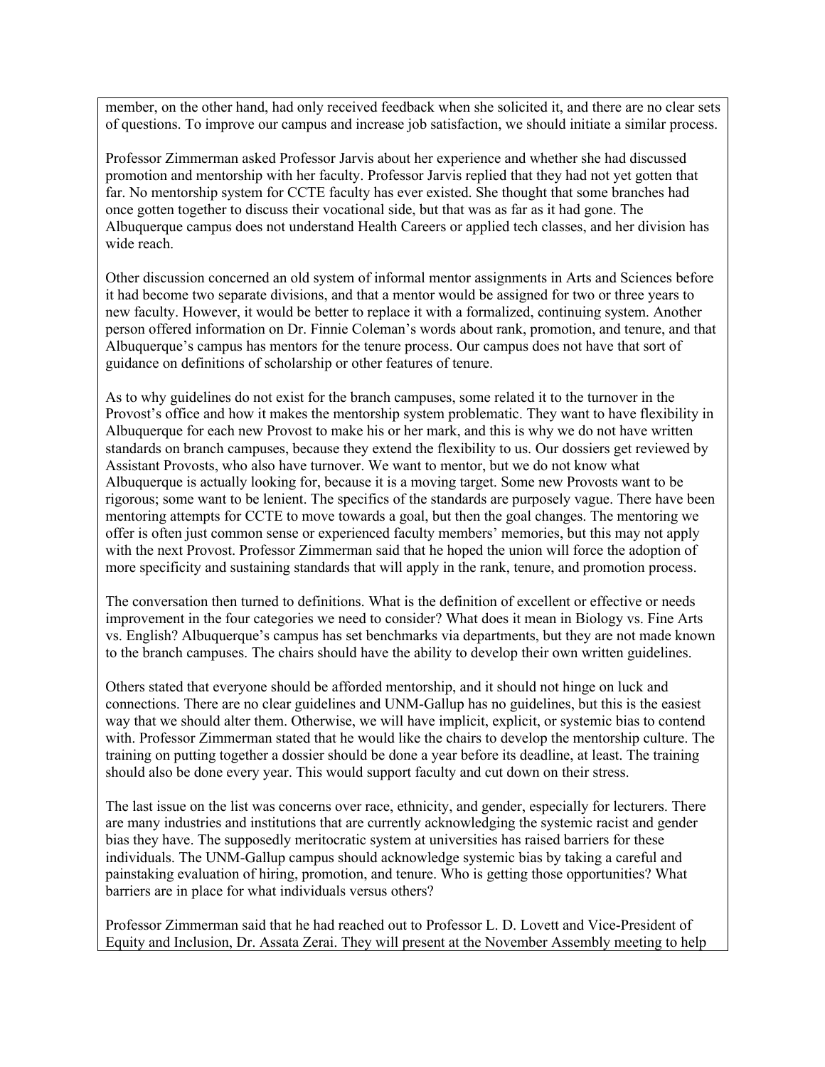member, on the other hand, had only received feedback when she solicited it, and there are no clear sets of questions. To improve our campus and increase job satisfaction, we should initiate a similar process.

Professor Zimmerman asked Professor Jarvis about her experience and whether she had discussed promotion and mentorship with her faculty. Professor Jarvis replied that they had not yet gotten that far. No mentorship system for CCTE faculty has ever existed. She thought that some branches had once gotten together to discuss their vocational side, but that was as far as it had gone. The Albuquerque campus does not understand Health Careers or applied tech classes, and her division has wide reach.

Other discussion concerned an old system of informal mentor assignments in Arts and Sciences before it had become two separate divisions, and that a mentor would be assigned for two or three years to new faculty. However, it would be better to replace it with a formalized, continuing system. Another person offered information on Dr. Finnie Coleman's words about rank, promotion, and tenure, and that Albuquerque's campus has mentors for the tenure process. Our campus does not have that sort of guidance on definitions of scholarship or other features of tenure.

As to why guidelines do not exist for the branch campuses, some related it to the turnover in the Provost's office and how it makes the mentorship system problematic. They want to have flexibility in Albuquerque for each new Provost to make his or her mark, and this is why we do not have written standards on branch campuses, because they extend the flexibility to us. Our dossiers get reviewed by Assistant Provosts, who also have turnover. We want to mentor, but we do not know what Albuquerque is actually looking for, because it is a moving target. Some new Provosts want to be rigorous; some want to be lenient. The specifics of the standards are purposely vague. There have been mentoring attempts for CCTE to move towards a goal, but then the goal changes. The mentoring we offer is often just common sense or experienced faculty members' memories, but this may not apply with the next Provost. Professor Zimmerman said that he hoped the union will force the adoption of more specificity and sustaining standards that will apply in the rank, tenure, and promotion process.

The conversation then turned to definitions. What is the definition of excellent or effective or needs improvement in the four categories we need to consider? What does it mean in Biology vs. Fine Arts vs. English? Albuquerque's campus has set benchmarks via departments, but they are not made known to the branch campuses. The chairs should have the ability to develop their own written guidelines.

Others stated that everyone should be afforded mentorship, and it should not hinge on luck and connections. There are no clear guidelines and UNM-Gallup has no guidelines, but this is the easiest way that we should alter them. Otherwise, we will have implicit, explicit, or systemic bias to contend with. Professor Zimmerman stated that he would like the chairs to develop the mentorship culture. The training on putting together a dossier should be done a year before its deadline, at least. The training should also be done every year. This would support faculty and cut down on their stress.

The last issue on the list was concerns over race, ethnicity, and gender, especially for lecturers. There are many industries and institutions that are currently acknowledging the systemic racist and gender bias they have. The supposedly meritocratic system at universities has raised barriers for these individuals. The UNM-Gallup campus should acknowledge systemic bias by taking a careful and painstaking evaluation of hiring, promotion, and tenure. Who is getting those opportunities? What barriers are in place for what individuals versus others?

Professor Zimmerman said that he had reached out to Professor L. D. Lovett and Vice-President of Equity and Inclusion, Dr. Assata Zerai. They will present at the November Assembly meeting to help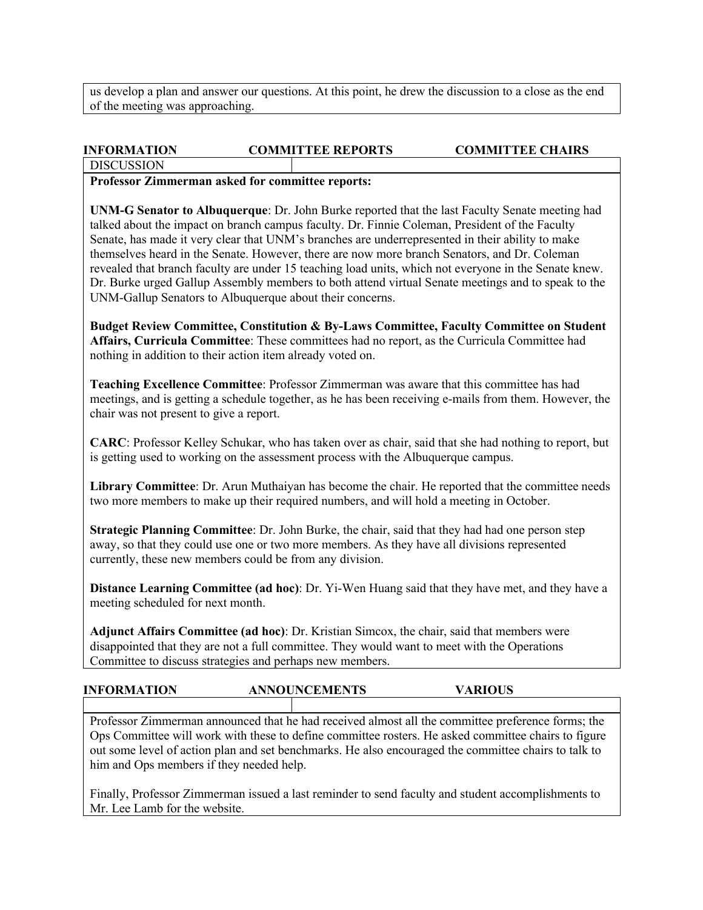us develop a plan and answer our questions. At this point, he drew the discussion to a close as the end of the meeting was approaching.

| INFORMATION | COMMITTEE REPORTS | COMMITTEE CHAIRS |
|---|---|---|
| DISCUSSION | | |

**Professor Zimmerman asked for committee reports:**

**UNM-G Senator to Albuquerque**: Dr. John Burke reported that the last Faculty Senate meeting had talked about the impact on branch campus faculty. Dr. Finnie Coleman, President of the Faculty Senate, has made it very clear that UNM's branches are underrepresented in their ability to make themselves heard in the Senate. However, there are now more branch Senators, and Dr. Coleman revealed that branch faculty are under 15 teaching load units, which not everyone in the Senate knew. Dr. Burke urged Gallup Assembly members to both attend virtual Senate meetings and to speak to the UNM-Gallup Senators to Albuquerque about their concerns.

**Budget Review Committee, Constitution & By-Laws Committee, Faculty Committee on Student Affairs, Curricula Committee**: These committees had no report, as the Curricula Committee had nothing in addition to their action item already voted on.

**Teaching Excellence Committee**: Professor Zimmerman was aware that this committee has had meetings, and is getting a schedule together, as he has been receiving e-mails from them. However, the chair was not present to give a report.

**CARC**: Professor Kelley Schukar, who has taken over as chair, said that she had nothing to report, but is getting used to working on the assessment process with the Albuquerque campus.

**Library Committee**: Dr. Arun Muthaiyan has become the chair. He reported that the committee needs two more members to make up their required numbers, and will hold a meeting in October.

**Strategic Planning Committee**: Dr. John Burke, the chair, said that they had had one person step away, so that they could use one or two more members. As they have all divisions represented currently, these new members could be from any division.

**Distance Learning Committee (ad hoc)**: Dr. Yi-Wen Huang said that they have met, and they have a meeting scheduled for next month.

**Adjunct Affairs Committee (ad hoc)**: Dr. Kristian Simcox, the chair, said that members were disappointed that they are not a full committee. They would want to meet with the Operations Committee to discuss strategies and perhaps new members.

| INFORMATION | ANNOUNCEMENTS | VARIOUS |
|---|---|---|
| | | |

Professor Zimmerman announced that he had received almost all the committee preference forms; the Ops Committee will work with these to define committee rosters. He asked committee chairs to figure out some level of action plan and set benchmarks. He also encouraged the committee chairs to talk to him and Ops members if they needed help.

Finally, Professor Zimmerman issued a last reminder to send faculty and student accomplishments to Mr. Lee Lamb for the website.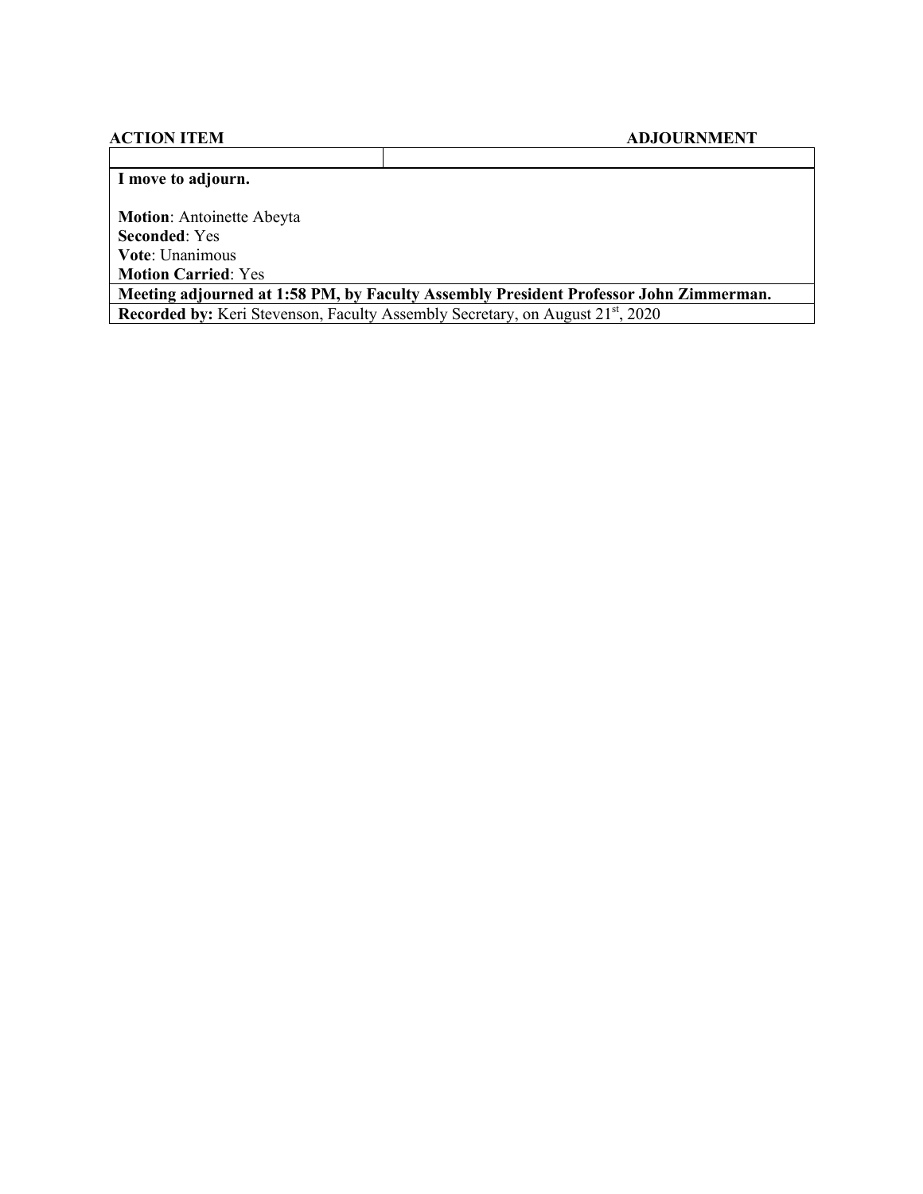**ACTION ITEM** **ADJOURNMENT**

| | |
|---|---|
| **I move to adjourn.**<br><br>**Motion**: Antoinette Abeyta<br>**Seconded**: Yes<br>**Vote**: Unanimous<br>**Motion Carried**: Yes | |
| **Meeting adjourned at 1:58 PM, by Faculty Assembly President Professor John Zimmerman.** | |
| **Recorded by:** Keri Stevenson, Faculty Assembly Secretary, on August 21st, 2020 | |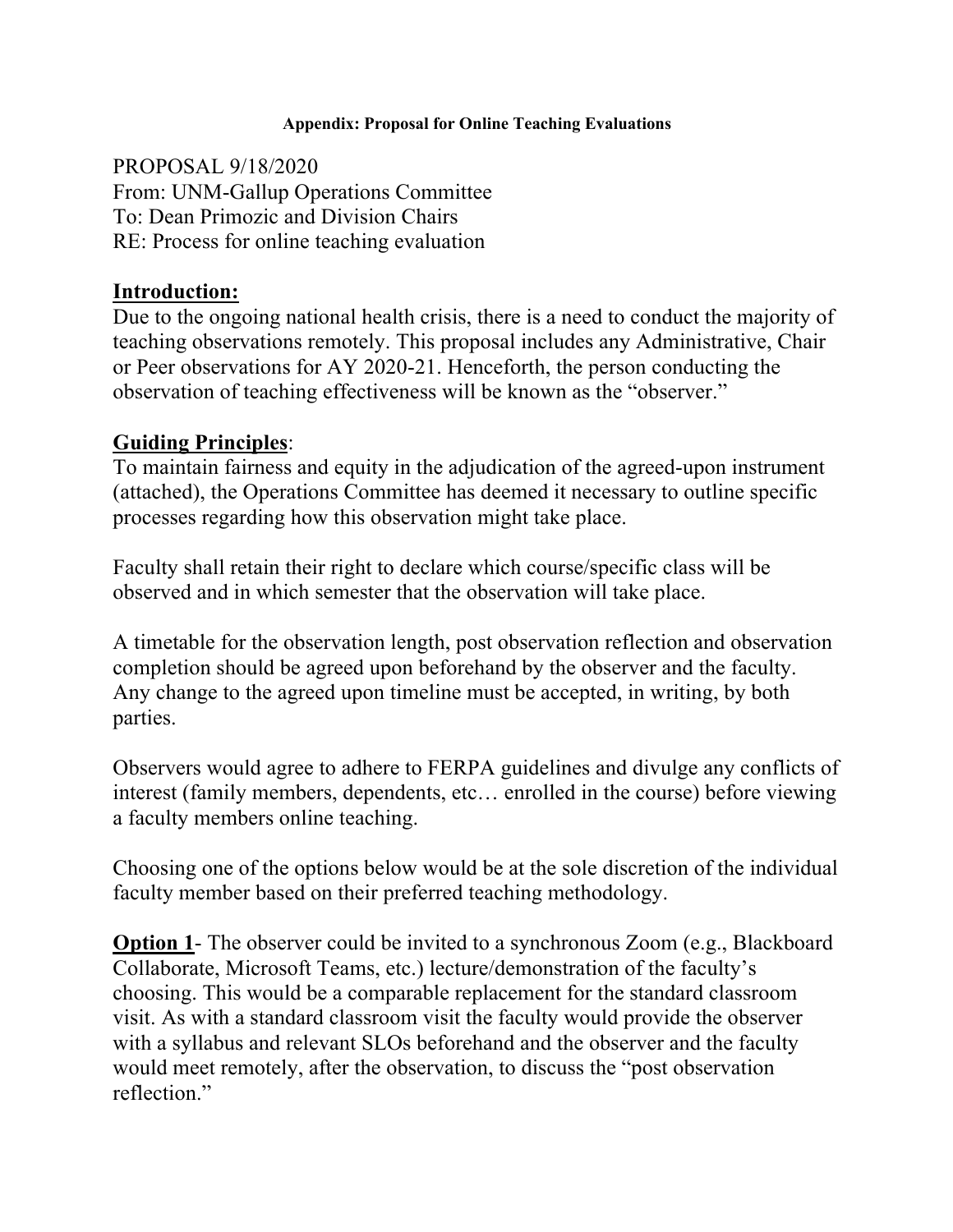**Appendix: Proposal for Online Teaching Evaluations**

PROPOSAL 9/18/2020
From: UNM-Gallup Operations Committee
To: Dean Primozic and Division Chairs
RE: Process for online teaching evaluation

## Introduction:

Due to the ongoing national health crisis, there is a need to conduct the majority of teaching observations remotely. This proposal includes any Administrative, Chair or Peer observations for AY 2020-21. Henceforth, the person conducting the observation of teaching effectiveness will be known as the "observer."

## Guiding Principles:

To maintain fairness and equity in the adjudication of the agreed-upon instrument (attached), the Operations Committee has deemed it necessary to outline specific processes regarding how this observation might take place.

Faculty shall retain their right to declare which course/specific class will be observed and in which semester that the observation will take place.

A timetable for the observation length, post observation reflection and observation completion should be agreed upon beforehand by the observer and the faculty. Any change to the agreed upon timeline must be accepted, in writing, by both parties.

Observers would agree to adhere to FERPA guidelines and divulge any conflicts of interest (family members, dependents, etc… enrolled in the course) before viewing a faculty members online teaching.

Choosing one of the options below would be at the sole discretion of the individual faculty member based on their preferred teaching methodology.

**Option 1**- The observer could be invited to a synchronous Zoom (e.g., Blackboard Collaborate, Microsoft Teams, etc.) lecture/demonstration of the faculty's choosing. This would be a comparable replacement for the standard classroom visit. As with a standard classroom visit the faculty would provide the observer with a syllabus and relevant SLOs beforehand and the observer and the faculty would meet remotely, after the observation, to discuss the "post observation reflection."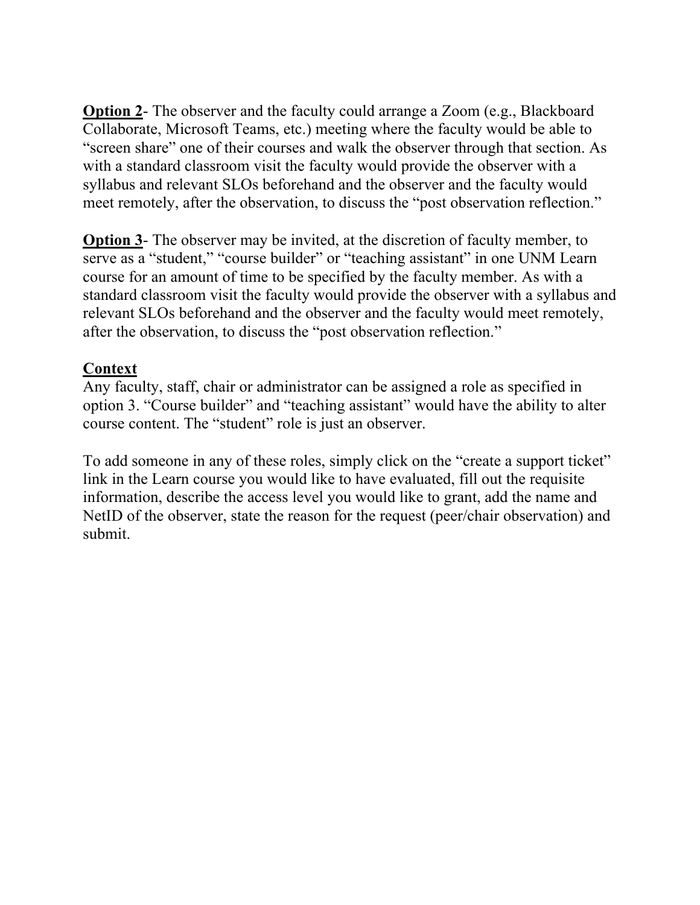**Option 2**- The observer and the faculty could arrange a Zoom (e.g., Blackboard Collaborate, Microsoft Teams, etc.) meeting where the faculty would be able to "screen share" one of their courses and walk the observer through that section. As with a standard classroom visit the faculty would provide the observer with a syllabus and relevant SLOs beforehand and the observer and the faculty would meet remotely, after the observation, to discuss the "post observation reflection."

**Option 3**- The observer may be invited, at the discretion of faculty member, to serve as a "student," "course builder" or "teaching assistant" in one UNM Learn course for an amount of time to be specified by the faculty member. As with a standard classroom visit the faculty would provide the observer with a syllabus and relevant SLOs beforehand and the observer and the faculty would meet remotely, after the observation, to discuss the "post observation reflection."

**Context**

Any faculty, staff, chair or administrator can be assigned a role as specified in option 3. "Course builder" and "teaching assistant" would have the ability to alter course content. The "student" role is just an observer.

To add someone in any of these roles, simply click on the "create a support ticket" link in the Learn course you would like to have evaluated, fill out the requisite information, describe the access level you would like to grant, add the name and NetID of the observer, state the reason for the request (peer/chair observation) and submit.